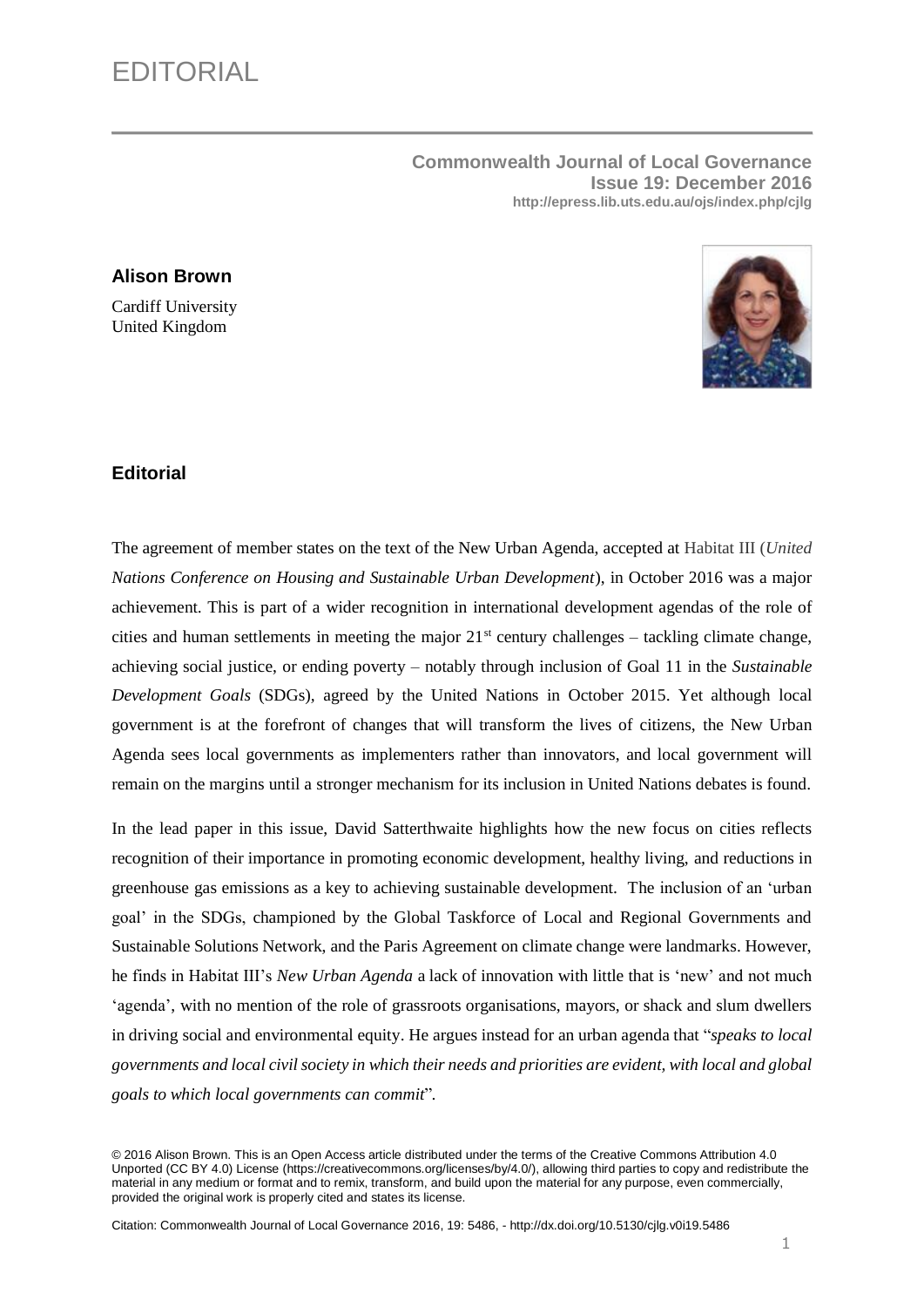# EDITORIAL

**Commonwealth Journal of Local Governance**
**Issue 19: December 2016**
**http://epress.lib.uts.edu.au/ojs/index.php/cjlg**

**Alison Brown**

Cardiff University
United Kingdom

## Editorial

The agreement of member states on the text of the New Urban Agenda, accepted at Habitat III (*United Nations Conference on Housing and Sustainable Urban Development*), in October 2016 was a major achievement. This is part of a wider recognition in international development agendas of the role of cities and human settlements in meeting the major 21st century challenges – tackling climate change, achieving social justice, or ending poverty – notably through inclusion of Goal 11 in the *Sustainable Development Goals* (SDGs), agreed by the United Nations in October 2015. Yet although local government is at the forefront of changes that will transform the lives of citizens, the New Urban Agenda sees local governments as implementers rather than innovators, and local government will remain on the margins until a stronger mechanism for its inclusion in United Nations debates is found.

In the lead paper in this issue, David Satterthwaite highlights how the new focus on cities reflects recognition of their importance in promoting economic development, healthy living, and reductions in greenhouse gas emissions as a key to achieving sustainable development. The inclusion of an 'urban goal' in the SDGs, championed by the Global Taskforce of Local and Regional Governments and Sustainable Solutions Network, and the Paris Agreement on climate change were landmarks. However, he finds in Habitat III's *New Urban Agenda* a lack of innovation with little that is 'new' and not much 'agenda', with no mention of the role of grassroots organisations, mayors, or shack and slum dwellers in driving social and environmental equity. He argues instead for an urban agenda that "*speaks to local governments and local civil society in which their needs and priorities are evident, with local and global goals to which local governments can commit*".

© 2016 Alison Brown. This is an Open Access article distributed under the terms of the Creative Commons Attribution 4.0 Unported (CC BY 4.0) License (https://creativecommons.org/licenses/by/4.0/), allowing third parties to copy and redistribute the material in any medium or format and to remix, transform, and build upon the material for any purpose, even commercially, provided the original work is properly cited and states its license.

Citation: Commonwealth Journal of Local Governance 2016, 19: 5486, - http://dx.doi.org/10.5130/cjlg.v0i19.5486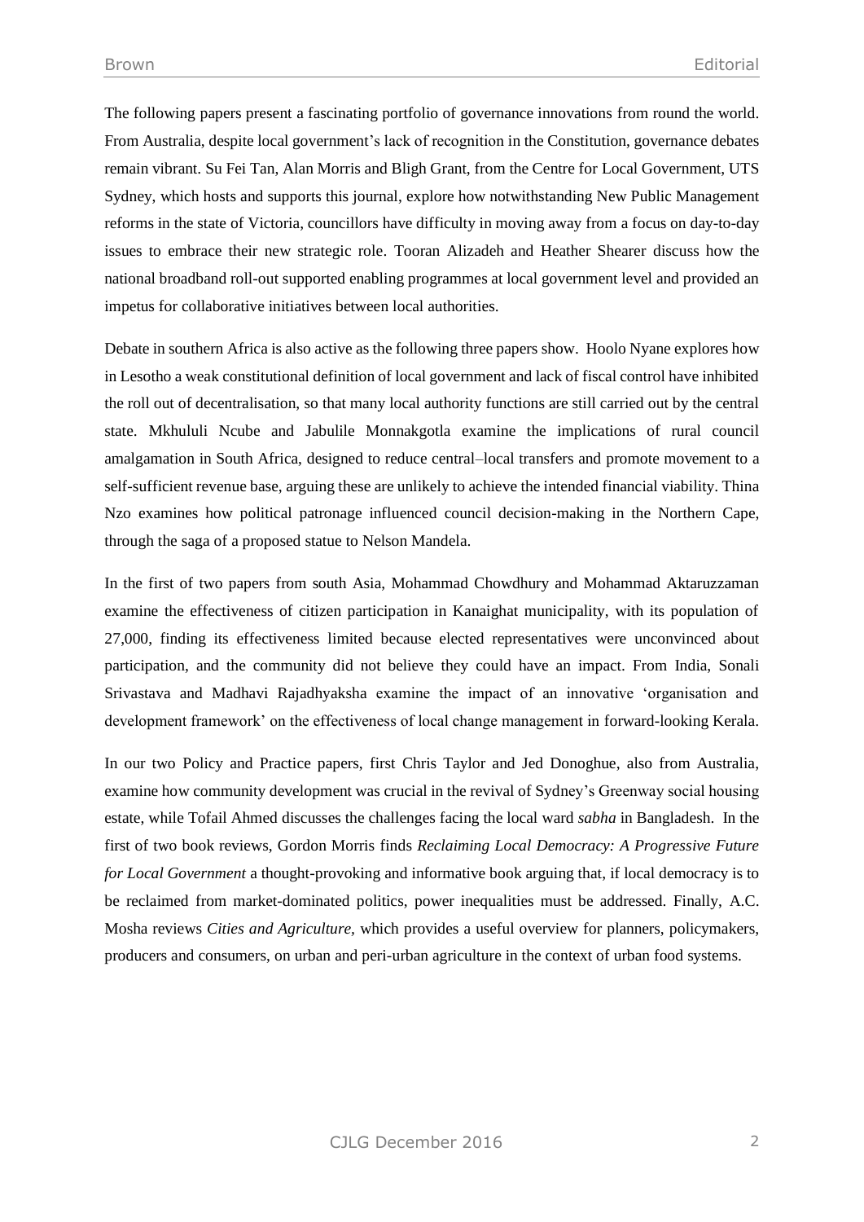The following papers present a fascinating portfolio of governance innovations from round the world. From Australia, despite local government's lack of recognition in the Constitution, governance debates remain vibrant. Su Fei Tan, Alan Morris and Bligh Grant, from the Centre for Local Government, UTS Sydney, which hosts and supports this journal, explore how notwithstanding New Public Management reforms in the state of Victoria, councillors have difficulty in moving away from a focus on day-to-day issues to embrace their new strategic role. Tooran Alizadeh and Heather Shearer discuss how the national broadband roll-out supported enabling programmes at local government level and provided an impetus for collaborative initiatives between local authorities.

Debate in southern Africa is also active as the following three papers show. Hoolo Nyane explores how in Lesotho a weak constitutional definition of local government and lack of fiscal control have inhibited the roll out of decentralisation, so that many local authority functions are still carried out by the central state. Mkhululi Ncube and Jabulile Monnakgotla examine the implications of rural council amalgamation in South Africa, designed to reduce central–local transfers and promote movement to a self-sufficient revenue base, arguing these are unlikely to achieve the intended financial viability. Thina Nzo examines how political patronage influenced council decision-making in the Northern Cape, through the saga of a proposed statue to Nelson Mandela.

In the first of two papers from south Asia, Mohammad Chowdhury and Mohammad Aktaruzzaman examine the effectiveness of citizen participation in Kanaighat municipality, with its population of 27,000, finding its effectiveness limited because elected representatives were unconvinced about participation, and the community did not believe they could have an impact. From India, Sonali Srivastava and Madhavi Rajadhyaksha examine the impact of an innovative 'organisation and development framework' on the effectiveness of local change management in forward-looking Kerala.

In our two Policy and Practice papers, first Chris Taylor and Jed Donoghue, also from Australia, examine how community development was crucial in the revival of Sydney's Greenway social housing estate, while Tofail Ahmed discusses the challenges facing the local ward *sabha* in Bangladesh. In the first of two book reviews, Gordon Morris finds *Reclaiming Local Democracy: A Progressive Future for Local Government* a thought-provoking and informative book arguing that, if local democracy is to be reclaimed from market-dominated politics, power inequalities must be addressed. Finally, A.C. Mosha reviews *Cities and Agriculture,* which provides a useful overview for planners, policymakers, producers and consumers, on urban and peri-urban agriculture in the context of urban food systems.